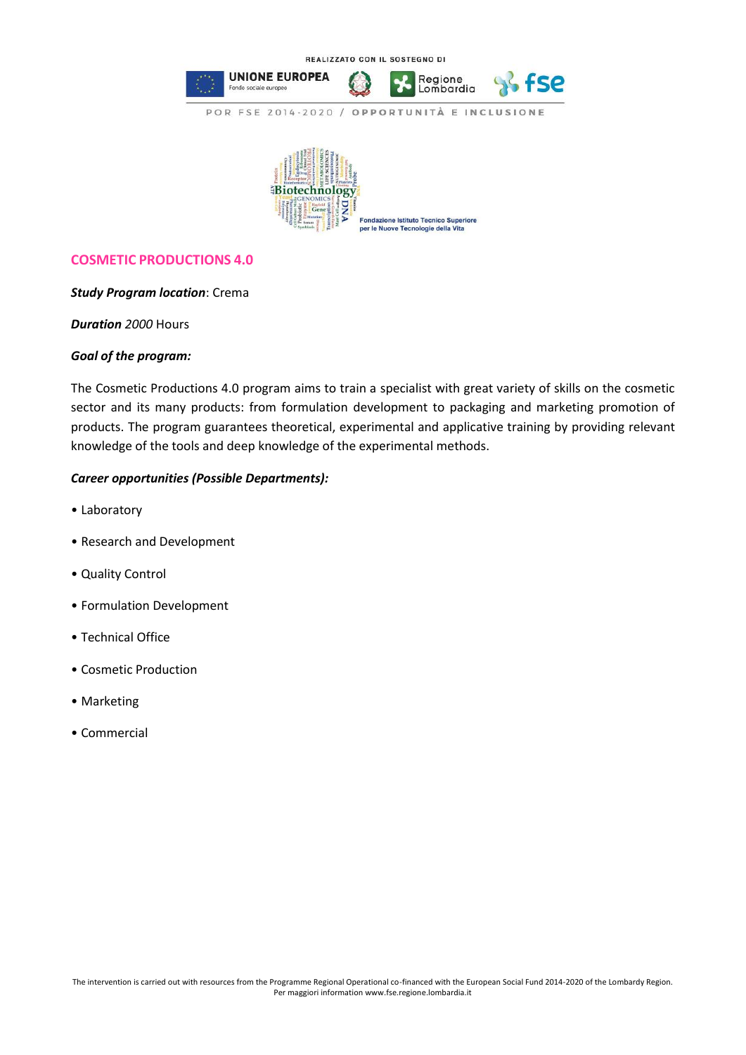REALIZZATO CON IL SOSTEGNO DI

UNIONE EUROPEA
Fondo sociale europeo

Regione Lombardia

fse

POR FSE 2014-2020 / OPPORTUNITÀ E INCLUSIONE

Fondazione Istituto Tecnico Superiore per le Nuove Tecnologie della Vita

## COSMETIC PRODUCTIONS 4.0

***Study Program location***: Crema

***Duration*** *2000* Hours

***Goal of the program:***

The Cosmetic Productions 4.0 program aims to train a specialist with great variety of skills on the cosmetic sector and its many products: from formulation development to packaging and marketing promotion of products. The program guarantees theoretical, experimental and applicative training by providing relevant knowledge of the tools and deep knowledge of the experimental methods.

***Career opportunities (Possible Departments):***

- Laboratory
- Research and Development
- Quality Control
- Formulation Development
- Technical Office
- Cosmetic Production
- Marketing
- Commercial

The intervention is carried out with resources from the Programme Regional Operational co-financed with the European Social Fund 2014-2020 of the Lombardy Region.
Per maggiori information www.fse.regione.lombardia.it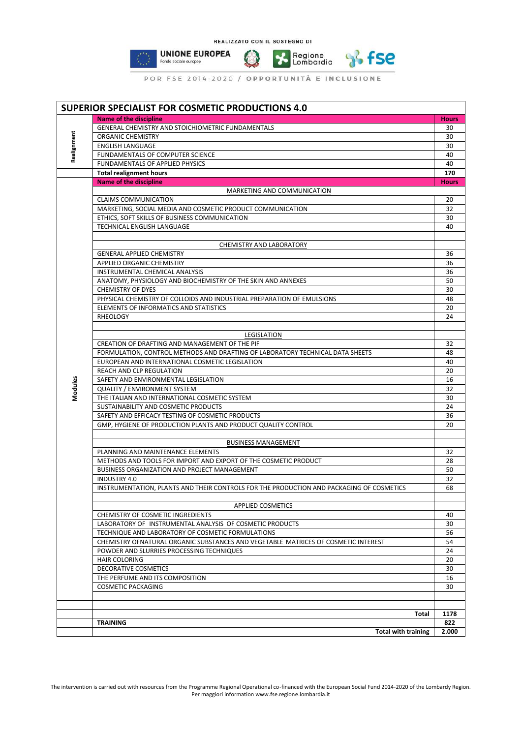REALIZZATO CON IL SOSTEGNO DI

UNIONE EUROPEA
Fondo sociale europeo

Regione Lombardia

fse

POR FSE 2014-2020 / OPPORTUNITÀ E INCLUSIONE

## SUPERIOR SPECIALIST FOR COSMETIC PRODUCTIONS 4.0

| | Name of the discipline | Hours |
|---|---|---|
| Realignment | GENERAL CHEMISTRY AND STOICHIOMETRIC FUNDAMENTALS | 30 |
| | ORGANIC CHEMISTRY | 30 |
| | ENGLISH LANGUAGE | 30 |
| | FUNDAMENTALS OF COMPUTER SCIENCE | 40 |
| | FUNDAMENTALS OF APPLIED PHYSICS | 40 |
| | **Total realignment hours** | **170** |
| Modules | **Name of the discipline** | **Hours** |
| | MARKETING AND COMMUNICATION | |
| | CLAIMS COMMUNICATION | 20 |
| | MARKETING, SOCIAL MEDIA AND COSMETIC PRODUCT COMMUNICATION | 32 |
| | ETHICS, SOFT SKILLS OF BUSINESS COMMUNICATION | 30 |
| | TECHNICAL ENGLISH LANGUAGE | 40 |
| | | |
| | CHEMISTRY AND LABORATORY | |
| | GENERAL APPLIED CHEMISTRY | 36 |
| | APPLIED ORGANIC CHEMISTRY | 36 |
| | INSTRUMENTAL CHEMICAL ANALYSIS | 36 |
| | ANATOMY, PHYSIOLOGY AND BIOCHEMISTRY OF THE SKIN AND ANNEXES | 50 |
| | CHEMISTRY OF DYES | 30 |
| | PHYSICAL CHEMISTRY OF COLLOIDS AND INDUSTRIAL PREPARATION OF EMULSIONS | 48 |
| | ELEMENTS OF INFORMATICS AND STATISTICS | 20 |
| | RHEOLOGY | 24 |
| | | |
| | LEGISLATION | |
| | CREATION OF DRAFTING AND MANAGEMENT OF THE PIF | 32 |
| | FORMULATION, CONTROL METHODS AND DRAFTING OF LABORATORY TECHNICAL DATA SHEETS | 48 |
| | EUROPEAN AND INTERNATIONAL COSMETIC LEGISLATION | 40 |
| | REACH AND CLP REGULATION | 20 |
| | SAFETY AND ENVIRONMENTAL LEGISLATION | 16 |
| | QUALITY / ENVIRONMENT SYSTEM | 32 |
| | THE ITALIAN AND INTERNATIONAL COSMETIC SYSTEM | 30 |
| | SUSTAINABILITY AND COSMETIC PRODUCTS | 24 |
| | SAFETY AND EFFICACY TESTING OF COSMETIC PRODUCTS | 36 |
| | GMP, HYGIENE OF PRODUCTION PLANTS AND PRODUCT QUALITY CONTROL | 20 |
| | | |
| | BUSINESS MANAGEMENT | |
| | PLANNING AND MAINTENANCE ELEMENTS | 32 |
| | METHODS AND TOOLS FOR IMPORT AND EXPORT OF THE COSMETIC PRODUCT | 28 |
| | BUSINESS ORGANIZATION AND PROJECT MANAGEMENT | 50 |
| | INDUSTRY 4.0 | 32 |
| | INSTRUMENTATION, PLANTS AND THEIR CONTROLS FOR THE PRODUCTION AND PACKAGING OF COSMETICS | 68 |
| | | |
| | APPLIED COSMETICS | |
| | CHEMISTRY OF COSMETIC INGREDIENTS | 40 |
| | LABORATORY OF INSTRUMENTAL ANALYSIS OF COSMETIC PRODUCTS | 30 |
| | TECHNIQUE AND LABORATORY OF COSMETIC FORMULATIONS | 56 |
| | CHEMISTRY OFNATURAL ORGANIC SUBSTANCES AND VEGETABLE MATRICES OF COSMETIC INTEREST | 54 |
| | POWDER AND SLURRIES PROCESSING TECHNIQUES | 24 |
| | HAIR COLORING | 20 |
| | DECORATIVE COSMETICS | 30 |
| | THE PERFUME AND ITS COMPOSITION | 16 |
| | COSMETIC PACKAGING | 30 |
| | | |
| | | |
| | **Total** | **1178** |
| | **TRAINING** | **822** |
| | **Total with training** | **2.000** |

The intervention is carried out with resources from the Programme Regional Operational co-financed with the European Social Fund 2014-2020 of the Lombardy Region.
Per maggiori information www.fse.regione.lombardia.it